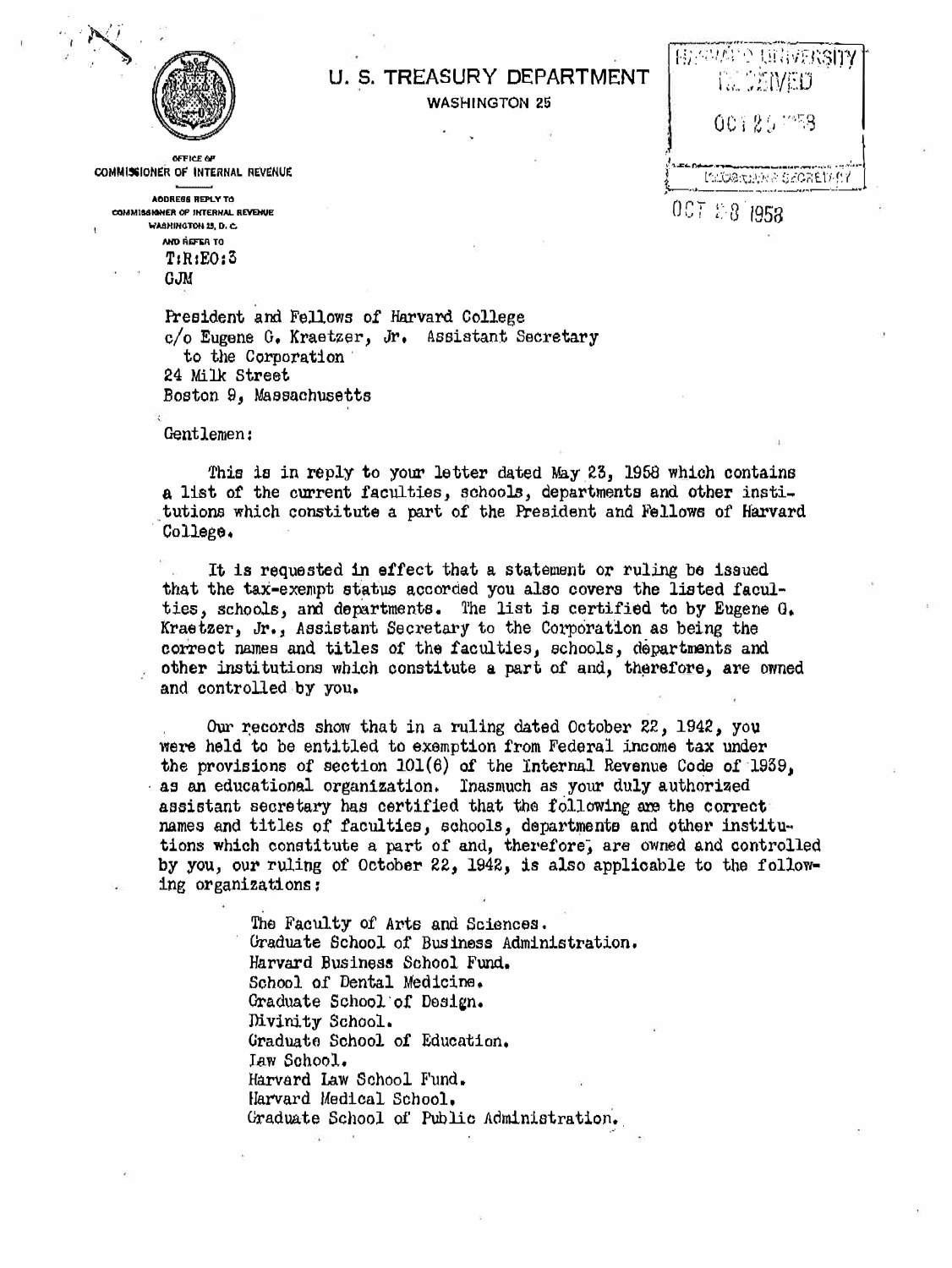OFFICE OF
COMMISSIONER OF INTERNAL REVENUE

ADDRESS REPLY TO
COMMISSIONER OF INTERNAL REVENUE
WASHINGTON 25, D. C.
AND REFER TO
T:R:EO:3
GJM

# U. S. TREASURY DEPARTMENT

WASHINGTON 25

HARVARD UNIVERSITY
RECEIVED
OCT 25 1958
CORPORATION SECRETARY

OCT 28 1958

President and Fellows of Harvard College
c/o Eugene G. Kraetzer, Jr. Assistant Secretary
to the Corporation
24 Milk Street
Boston 9, Massachusetts

Gentlemen:

This is in reply to your letter dated May 23, 1958 which contains a list of the current faculties, schools, departments and other institutions which constitute a part of the President and Fellows of Harvard College.

It is requested in effect that a statement or ruling be issued that the tax-exempt status accorded you also covers the listed faculties, schools, and departments. The list is certified to by Eugene G. Kraetzer, Jr., Assistant Secretary to the Corporation as being the correct names and titles of the faculties, schools, departments and other institutions which constitute a part of and, therefore, are owned and controlled by you.

Our records show that in a ruling dated October 22, 1942, you were held to be entitled to exemption from Federal income tax under the provisions of section 101(6) of the Internal Revenue Code of 1939, as an educational organization. Inasmuch as your duly authorized assistant secretary has certified that the following are the correct names and titles of faculties, schools, departments and other institutions which constitute a part of and, therefore, are owned and controlled by you, our ruling of October 22, 1942, is also applicable to the following organizations:

The Faculty of Arts and Sciences.
Graduate School of Business Administration.
Harvard Business School Fund.
School of Dental Medicine.
Graduate School of Design.
Divinity School.
Graduate School of Education.
Law School.
Harvard Law School Fund.
Harvard Medical School.
Graduate School of Public Administration.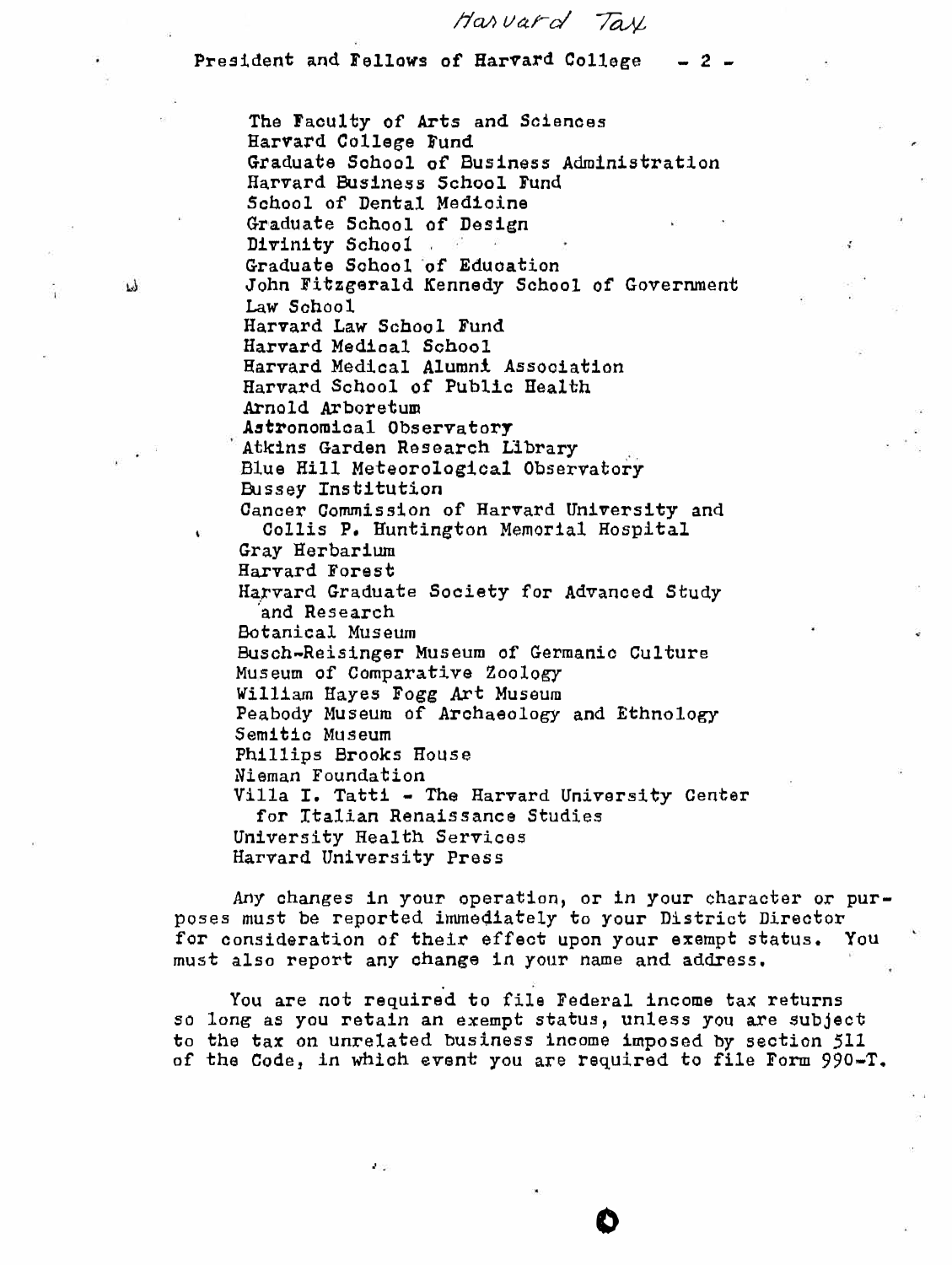Harvard Tax

President and Fellows of Harvard College - 2 -

The Faculty of Arts and Sciences
Harvard College Fund
Graduate School of Business Administration
Harvard Business School Fund
School of Dental Medicine
Graduate School of Design
Divinity School
Graduate School of Education
John Fitzgerald Kennedy School of Government
Law School
Harvard Law School Fund
Harvard Medical School
Harvard Medical Alumni Association
Harvard School of Public Health
Arnold Arboretum
Astronomical Observatory
Atkins Garden Research Library
Blue Hill Meteorological Observatory
Bussey Institution
Cancer Commission of Harvard University and
  Collis P. Huntington Memorial Hospital
Gray Herbarium
Harvard Forest
Harvard Graduate Society for Advanced Study
  and Research
Botanical Museum
Busch-Reisinger Museum of Germanic Culture
Museum of Comparative Zoology
William Hayes Fogg Art Museum
Peabody Museum of Archaeology and Ethnology
Semitic Museum
Phillips Brooks House
Nieman Foundation
Villa I. Tatti - The Harvard University Center
  for Italian Renaissance Studies
University Health Services
Harvard University Press

Any changes in your operation, or in your character or purposes must be reported immediately to your District Director for consideration of their effect upon your exempt status. You must also report any change in your name and address.

You are not required to file Federal income tax returns so long as you retain an exempt status, unless you are subject to the tax on unrelated business income imposed by section 511 of the Code, in which event you are required to file Form 990-T.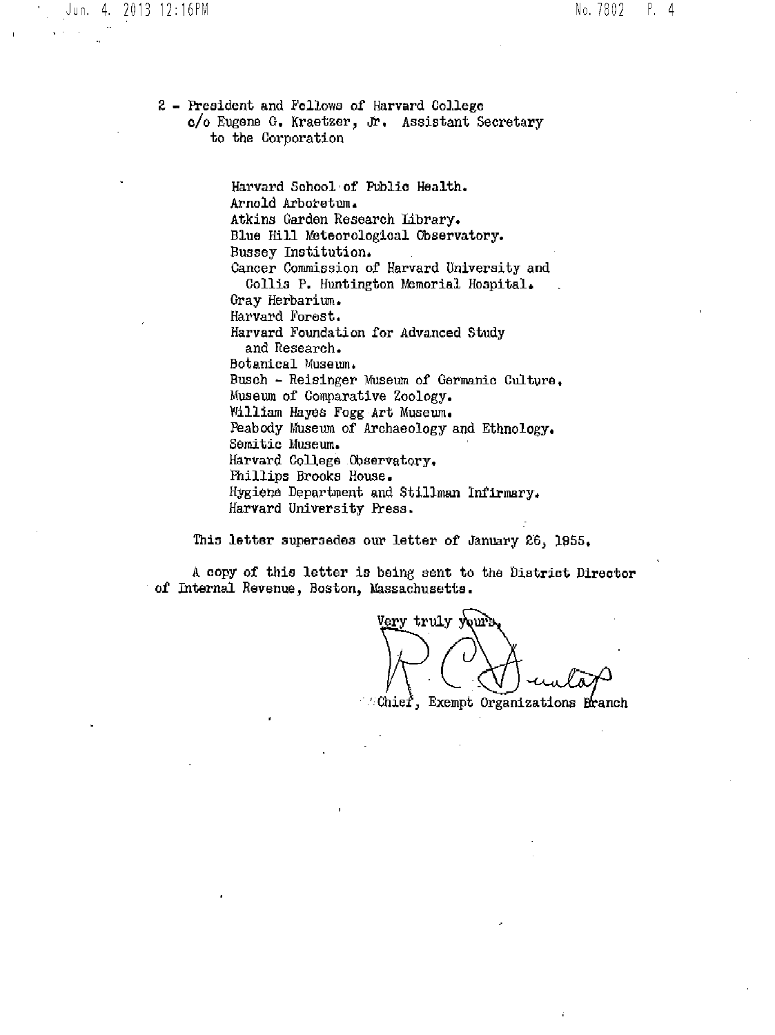2 - President and Fellows of Harvard College
c/o Eugene G. Kraetzer, Jr. Assistant Secretary
to the Corporation

Harvard School of Public Health.
Arnold Arboretum.
Atkins Garden Research Library.
Blue Hill Meteorological Observatory.
Bussey Institution.
Cancer Commission of Harvard University and
Collis P. Huntington Memorial Hospital.
Gray Herbarium.
Harvard Forest.
Harvard Foundation for Advanced Study
and Research.
Botanical Museum.
Busch - Reisinger Museum of Germanic Culture.
Museum of Comparative Zoology.
William Hayes Fogg Art Museum.
Peabody Museum of Archaeology and Ethnology.
Semitic Museum.
Harvard College Observatory.
Phillips Brooks House.
Hygiene Department and Stillman Infirmary.
Harvard University Press.

This letter supersedes our letter of January 26, 1955.

A copy of this letter is being sent to the District Director of Internal Revenue, Boston, Massachusetts.

Very truly yours,

R. C. Dunlap

Chief, Exempt Organizations Branch